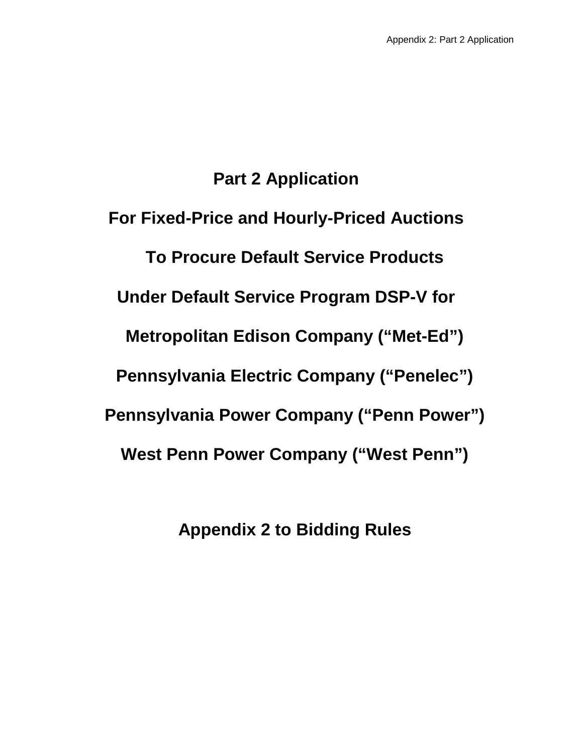# Part 2 Application

## For Fixed-Price and Hourly-Priced Auctions

## To Procure Default Service Products

## Under Default Service Program DSP-V for

## Metropolitan Edison Company ("Met-Ed")

## Pennsylvania Electric Company ("Penelec")

## Pennsylvania Power Company ("Penn Power")

## West Penn Power Company ("West Penn")

## Appendix 2 to Bidding Rules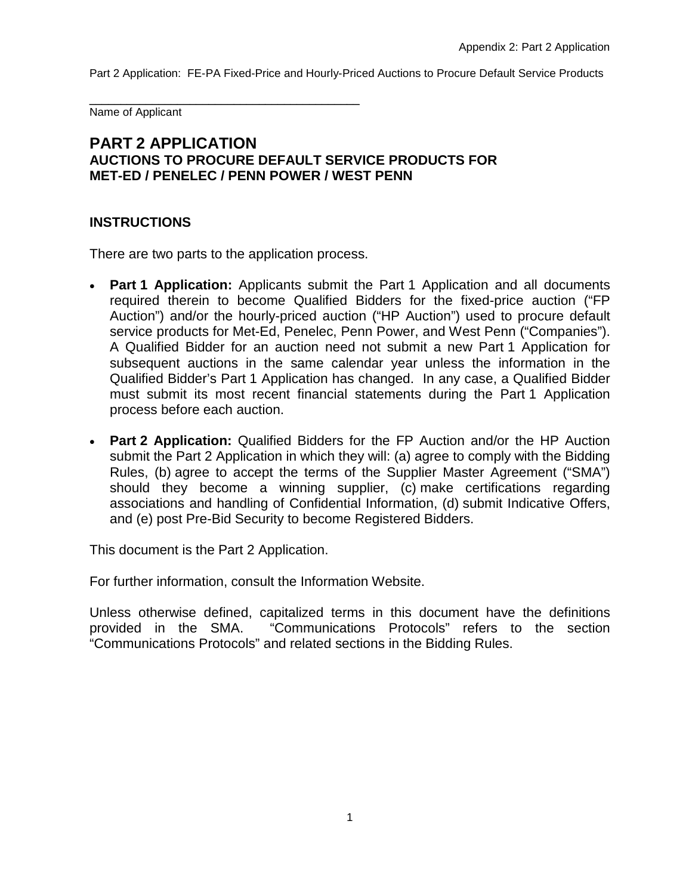\_\_\_\_\_\_\_\_\_\_\_\_\_\_\_\_\_\_\_\_\_\_\_\_\_\_\_\_\_\_\_\_\_\_\_\_\_\_\_\_

Name of Applicant

# PART 2 APPLICATION

## AUCTIONS TO PROCURE DEFAULT SERVICE PRODUCTS FOR MET-ED / PENELEC / PENN POWER / WEST PENN

### INSTRUCTIONS

There are two parts to the application process.

- **Part 1 Application:** Applicants submit the Part 1 Application and all documents required therein to become Qualified Bidders for the fixed-price auction ("FP Auction") and/or the hourly-priced auction ("HP Auction") used to procure default service products for Met-Ed, Penelec, Penn Power, and West Penn ("Companies"). A Qualified Bidder for an auction need not submit a new Part 1 Application for subsequent auctions in the same calendar year unless the information in the Qualified Bidder's Part 1 Application has changed. In any case, a Qualified Bidder must submit its most recent financial statements during the Part 1 Application process before each auction.

- **Part 2 Application:** Qualified Bidders for the FP Auction and/or the HP Auction submit the Part 2 Application in which they will: (a) agree to comply with the Bidding Rules, (b) agree to accept the terms of the Supplier Master Agreement ("SMA") should they become a winning supplier, (c) make certifications regarding associations and handling of Confidential Information, (d) submit Indicative Offers, and (e) post Pre-Bid Security to become Registered Bidders.

This document is the Part 2 Application.

For further information, consult the Information Website.

Unless otherwise defined, capitalized terms in this document have the definitions provided in the SMA. "Communications Protocols" refers to the section "Communications Protocols" and related sections in the Bidding Rules.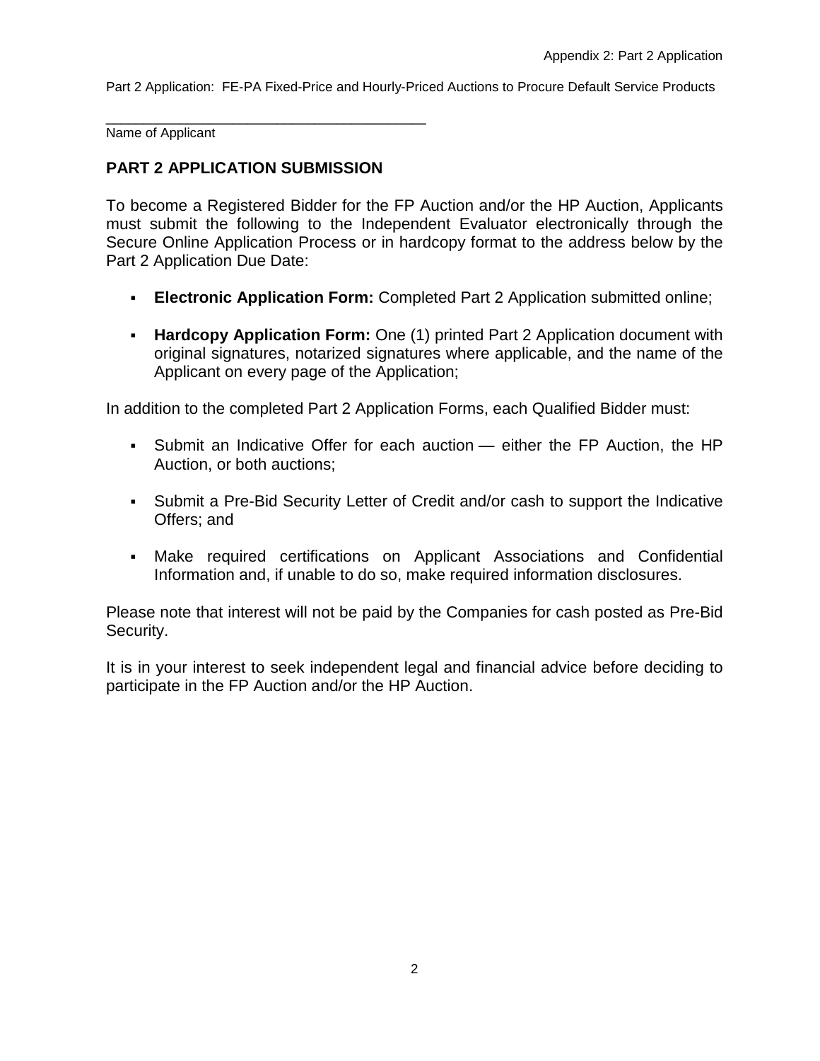\_\_\_\_\_\_\_\_\_\_\_\_\_\_\_\_\_\_\_\_\_\_\_\_\_\_\_\_\_\_\_\_\_\_\_\_\_\_\_\_

Name of Applicant

## PART 2 APPLICATION SUBMISSION

To become a Registered Bidder for the FP Auction and/or the HP Auction, Applicants must submit the following to the Independent Evaluator electronically through the Secure Online Application Process or in hardcopy format to the address below by the Part 2 Application Due Date:

- **Electronic Application Form:** Completed Part 2 Application submitted online;
- **Hardcopy Application Form:** One (1) printed Part 2 Application document with original signatures, notarized signatures where applicable, and the name of the Applicant on every page of the Application;

In addition to the completed Part 2 Application Forms, each Qualified Bidder must:

- Submit an Indicative Offer for each auction — either the FP Auction, the HP Auction, or both auctions;
- Submit a Pre-Bid Security Letter of Credit and/or cash to support the Indicative Offers; and
- Make required certifications on Applicant Associations and Confidential Information and, if unable to do so, make required information disclosures.

Please note that interest will not be paid by the Companies for cash posted as Pre-Bid Security.

It is in your interest to seek independent legal and financial advice before deciding to participate in the FP Auction and/or the HP Auction.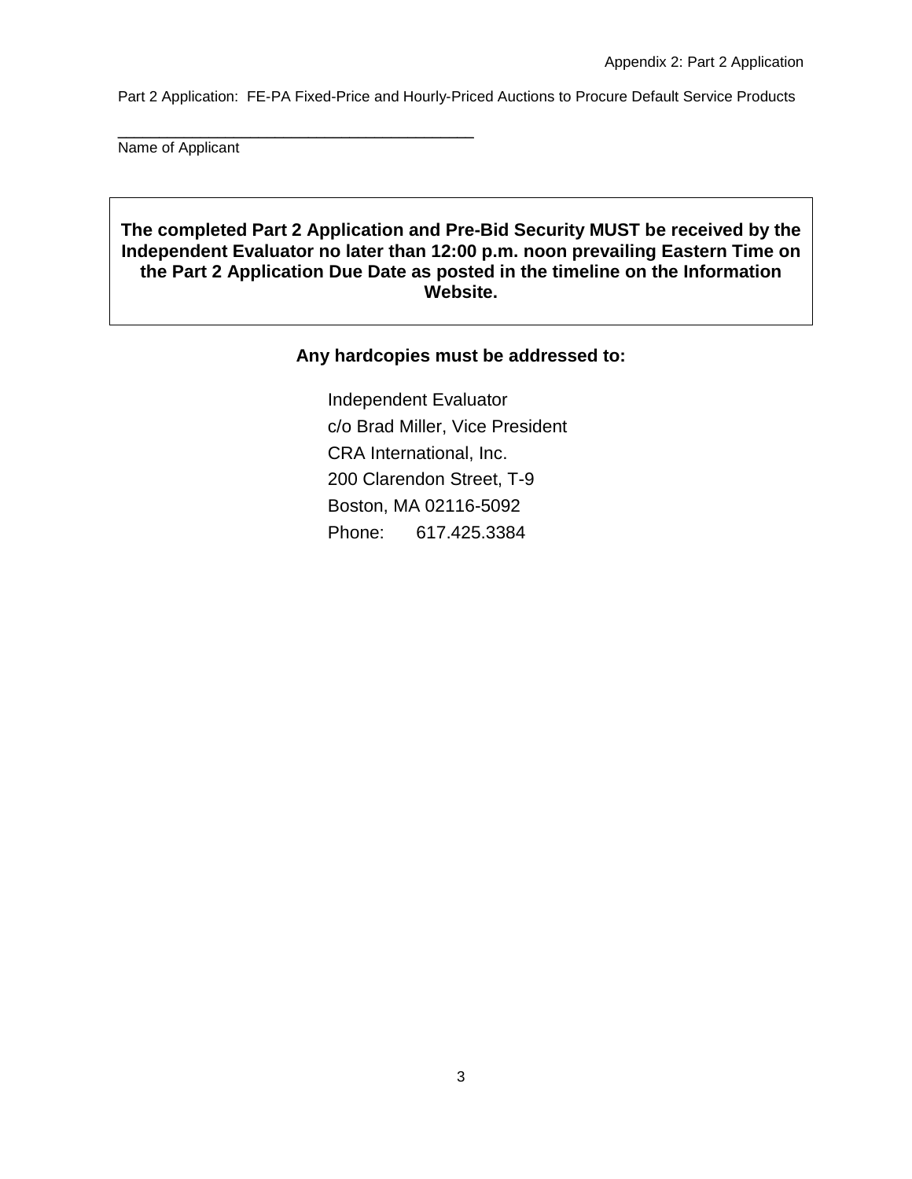Part 2 Application: FE-PA Fixed-Price and Hourly-Priced Auctions to Procure Default Service Products

\_\_\_\_\_\_\_\_\_\_\_\_\_\_\_\_\_\_\_\_\_\_\_\_\_\_\_\_\_\_\_\_\_\_\_\_\_\_\_\_\_\_

Name of Applicant

**The completed Part 2 Application and Pre-Bid Security MUST be received by the Independent Evaluator no later than 12:00 p.m. noon prevailing Eastern Time on the Part 2 Application Due Date as posted in the timeline on the Information Website.**

**Any hardcopies must be addressed to:**

Independent Evaluator
c/o Brad Miller, Vice President
CRA International, Inc.
200 Clarendon Street, T-9
Boston, MA 02116-5092
Phone: 617.425.3384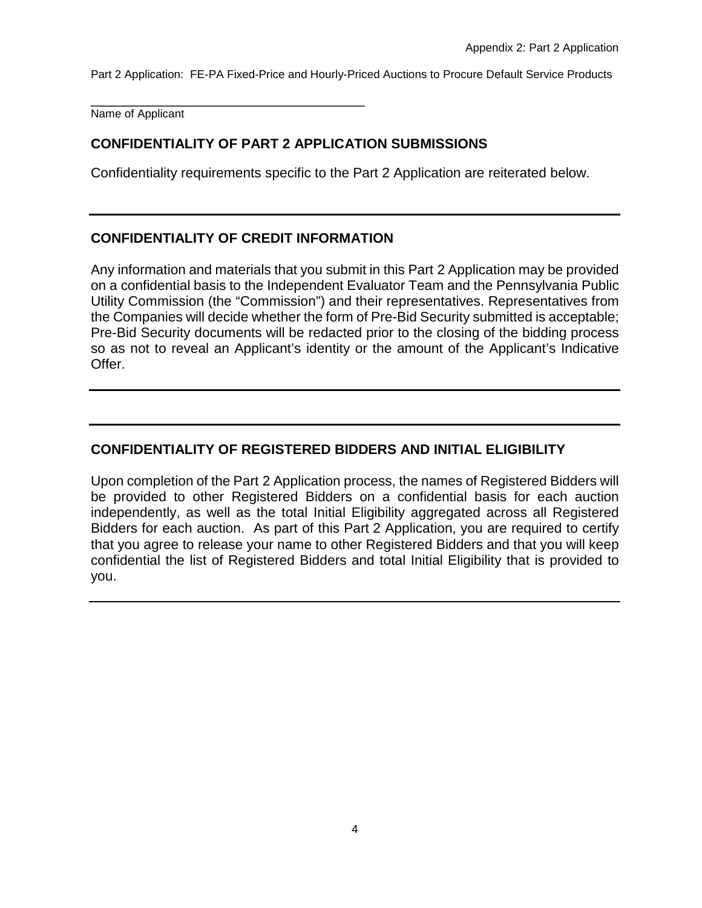\_\_\_\_\_\_\_\_\_\_\_\_\_\_\_\_\_\_\_\_\_\_\_\_\_\_\_\_\_\_\_\_\_\_\_\_\_\_\_\_

Name of Applicant

## CONFIDENTIALITY OF PART 2 APPLICATION SUBMISSIONS

Confidentiality requirements specific to the Part 2 Application are reiterated below.

---

### CONFIDENTIALITY OF CREDIT INFORMATION

Any information and materials that you submit in this Part 2 Application may be provided on a confidential basis to the Independent Evaluator Team and the Pennsylvania Public Utility Commission (the "Commission") and their representatives. Representatives from the Companies will decide whether the form of Pre-Bid Security submitted is acceptable; Pre-Bid Security documents will be redacted prior to the closing of the bidding process so as not to reveal an Applicant's identity or the amount of the Applicant's Indicative Offer.

---

---

### CONFIDENTIALITY OF REGISTERED BIDDERS AND INITIAL ELIGIBILITY

Upon completion of the Part 2 Application process, the names of Registered Bidders will be provided to other Registered Bidders on a confidential basis for each auction independently, as well as the total Initial Eligibility aggregated across all Registered Bidders for each auction. As part of this Part 2 Application, you are required to certify that you agree to release your name to other Registered Bidders and that you will keep confidential the list of Registered Bidders and total Initial Eligibility that is provided to you.

---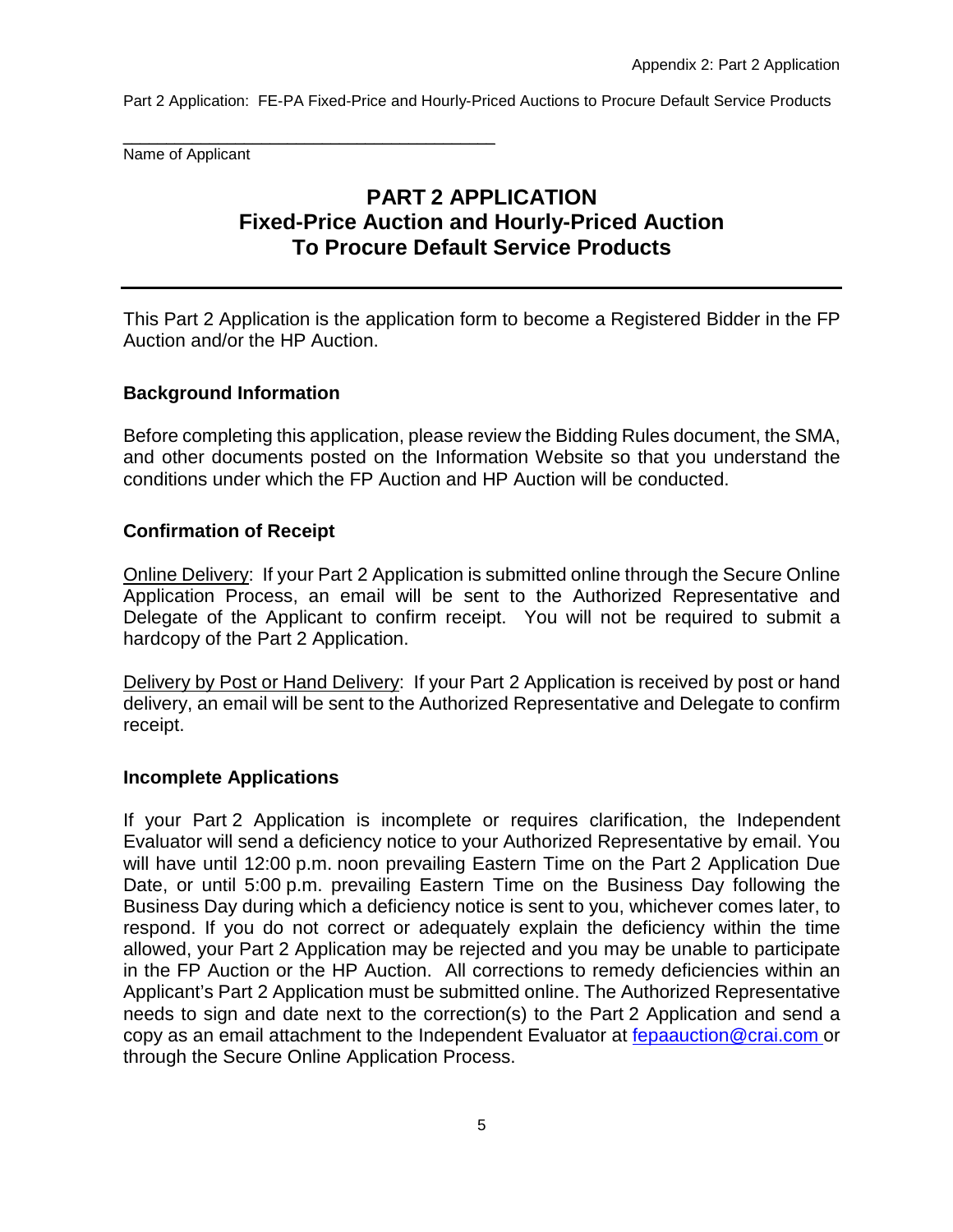\_\_\_\_\_\_\_\_\_\_\_\_\_\_\_\_\_\_\_\_\_\_\_\_\_\_\_\_\_\_\_\_\_\_\_\_\_\_\_\_

Name of Applicant

# PART 2 APPLICATION
# Fixed-Price Auction and Hourly-Priced Auction
# To Procure Default Service Products

---

This Part 2 Application is the application form to become a Registered Bidder in the FP Auction and/or the HP Auction.

### Background Information

Before completing this application, please review the Bidding Rules document, the SMA, and other documents posted on the Information Website so that you understand the conditions under which the FP Auction and HP Auction will be conducted.

### Confirmation of Receipt

<u>Online Delivery</u>: If your Part 2 Application is submitted online through the Secure Online Application Process, an email will be sent to the Authorized Representative and Delegate of the Applicant to confirm receipt. You will not be required to submit a hardcopy of the Part 2 Application.

<u>Delivery by Post or Hand Delivery</u>: If your Part 2 Application is received by post or hand delivery, an email will be sent to the Authorized Representative and Delegate to confirm receipt.

### Incomplete Applications

If your Part 2 Application is incomplete or requires clarification, the Independent Evaluator will send a deficiency notice to your Authorized Representative by email. You will have until 12:00 p.m. noon prevailing Eastern Time on the Part 2 Application Due Date, or until 5:00 p.m. prevailing Eastern Time on the Business Day following the Business Day during which a deficiency notice is sent to you, whichever comes later, to respond. If you do not correct or adequately explain the deficiency within the time allowed, your Part 2 Application may be rejected and you may be unable to participate in the FP Auction or the HP Auction. All corrections to remedy deficiencies within an Applicant's Part 2 Application must be submitted online. The Authorized Representative needs to sign and date next to the correction(s) to the Part 2 Application and send a copy as an email attachment to the Independent Evaluator at fepaauction@crai.com or through the Secure Online Application Process.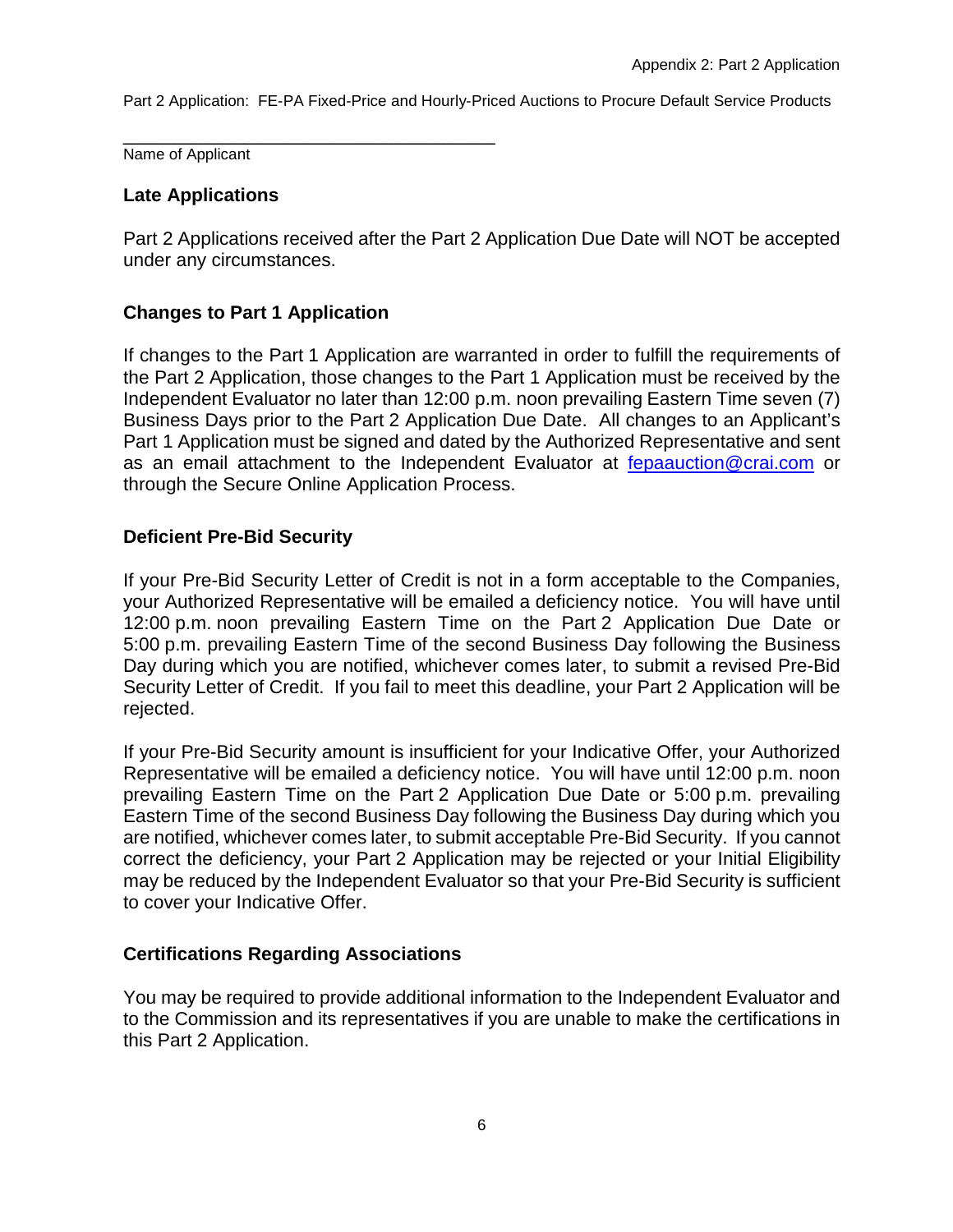\_\_\_\_\_\_\_\_\_\_\_\_\_\_\_\_\_\_\_\_\_\_\_\_\_\_\_\_\_\_\_\_\_\_\_\_\_\_\_\_

Name of Applicant

### Late Applications

Part 2 Applications received after the Part 2 Application Due Date will NOT be accepted under any circumstances.

### Changes to Part 1 Application

If changes to the Part 1 Application are warranted in order to fulfill the requirements of the Part 2 Application, those changes to the Part 1 Application must be received by the Independent Evaluator no later than 12:00 p.m. noon prevailing Eastern Time seven (7) Business Days prior to the Part 2 Application Due Date. All changes to an Applicant's Part 1 Application must be signed and dated by the Authorized Representative and sent as an email attachment to the Independent Evaluator at fepaauction@crai.com or through the Secure Online Application Process.

### Deficient Pre-Bid Security

If your Pre-Bid Security Letter of Credit is not in a form acceptable to the Companies, your Authorized Representative will be emailed a deficiency notice. You will have until 12:00 p.m. noon prevailing Eastern Time on the Part 2 Application Due Date or 5:00 p.m. prevailing Eastern Time of the second Business Day following the Business Day during which you are notified, whichever comes later, to submit a revised Pre-Bid Security Letter of Credit. If you fail to meet this deadline, your Part 2 Application will be rejected.

If your Pre-Bid Security amount is insufficient for your Indicative Offer, your Authorized Representative will be emailed a deficiency notice. You will have until 12:00 p.m. noon prevailing Eastern Time on the Part 2 Application Due Date or 5:00 p.m. prevailing Eastern Time of the second Business Day following the Business Day during which you are notified, whichever comes later, to submit acceptable Pre-Bid Security. If you cannot correct the deficiency, your Part 2 Application may be rejected or your Initial Eligibility may be reduced by the Independent Evaluator so that your Pre-Bid Security is sufficient to cover your Indicative Offer.

### Certifications Regarding Associations

You may be required to provide additional information to the Independent Evaluator and to the Commission and its representatives if you are unable to make the certifications in this Part 2 Application.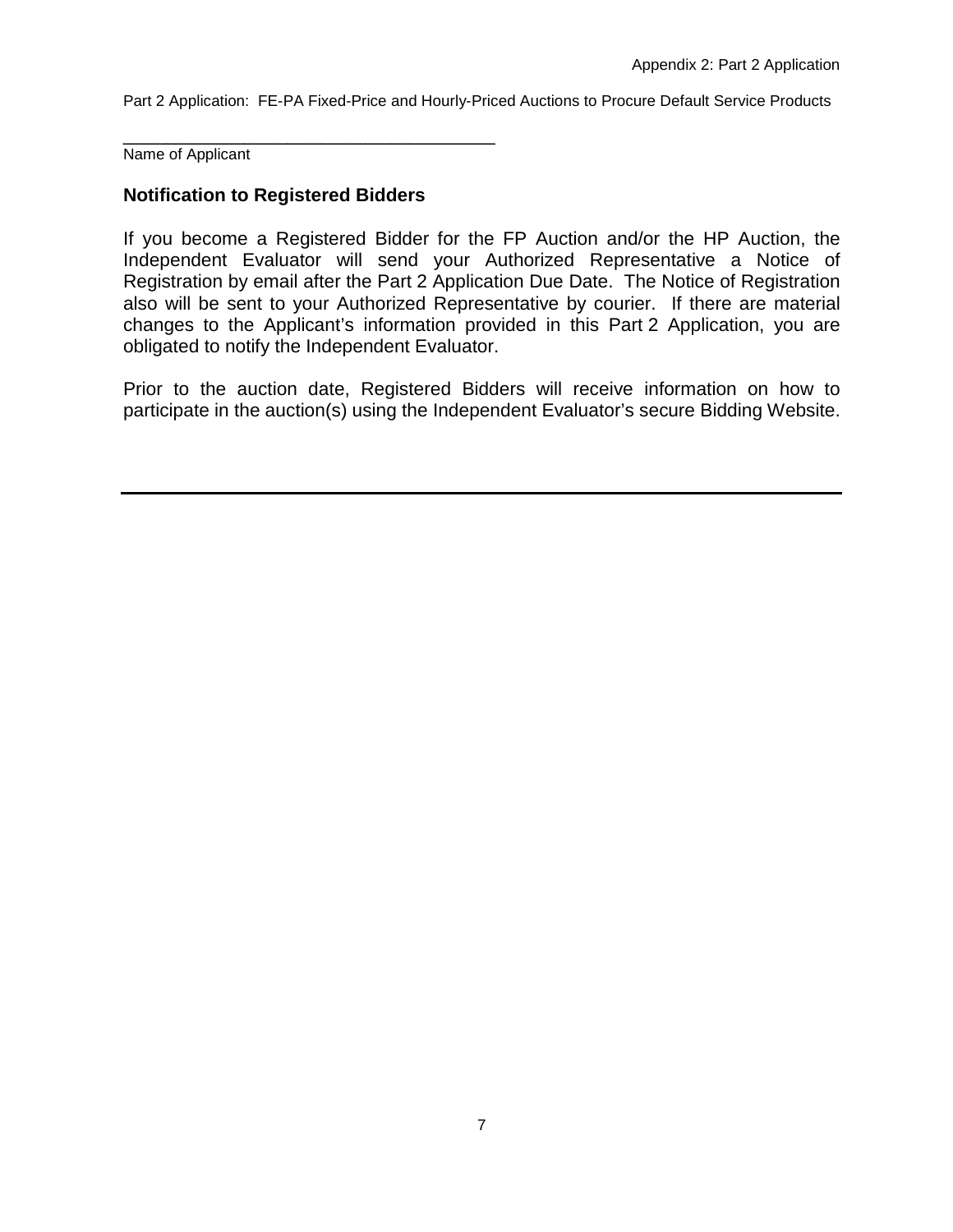\_\_\_\_\_\_\_\_\_\_\_\_\_\_\_\_\_\_\_\_\_\_\_\_\_\_\_\_\_\_\_\_\_\_\_\_\_\_\_\_\_

Name of Applicant

### Notification to Registered Bidders

If you become a Registered Bidder for the FP Auction and/or the HP Auction, the Independent Evaluator will send your Authorized Representative a Notice of Registration by email after the Part 2 Application Due Date. The Notice of Registration also will be sent to your Authorized Representative by courier. If there are material changes to the Applicant's information provided in this Part 2 Application, you are obligated to notify the Independent Evaluator.

Prior to the auction date, Registered Bidders will receive information on how to participate in the auction(s) using the Independent Evaluator's secure Bidding Website.

---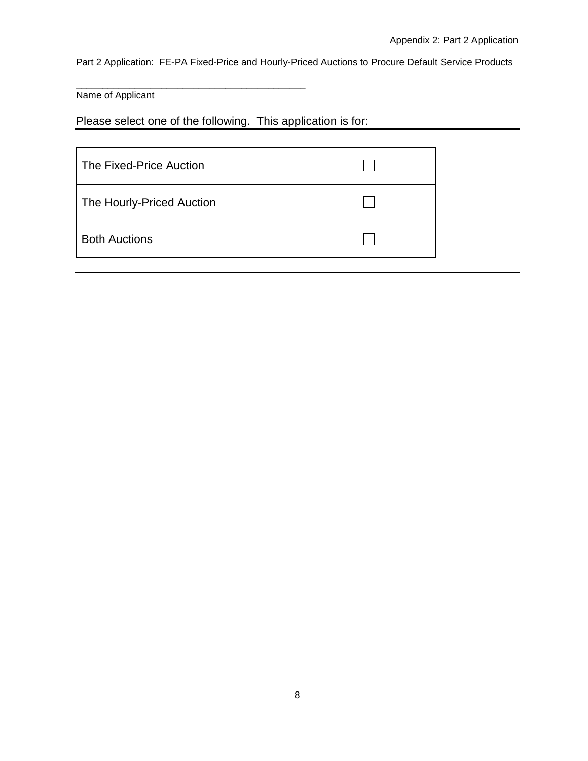Part 2 Application: FE-PA Fixed-Price and Hourly-Priced Auctions to Procure Default Service Products

\_\_\_\_\_\_\_\_\_\_\_\_\_\_\_\_\_\_\_\_\_\_\_\_\_\_\_\_\_\_\_\_\_\_\_\_\_\_\_\_

Name of Applicant

Please select one of the following. This application is for:

| | |
|---|---|
| The Fixed-Price Auction | ☐ |
| The Hourly-Priced Auction | ☐ |
| Both Auctions | ☐ |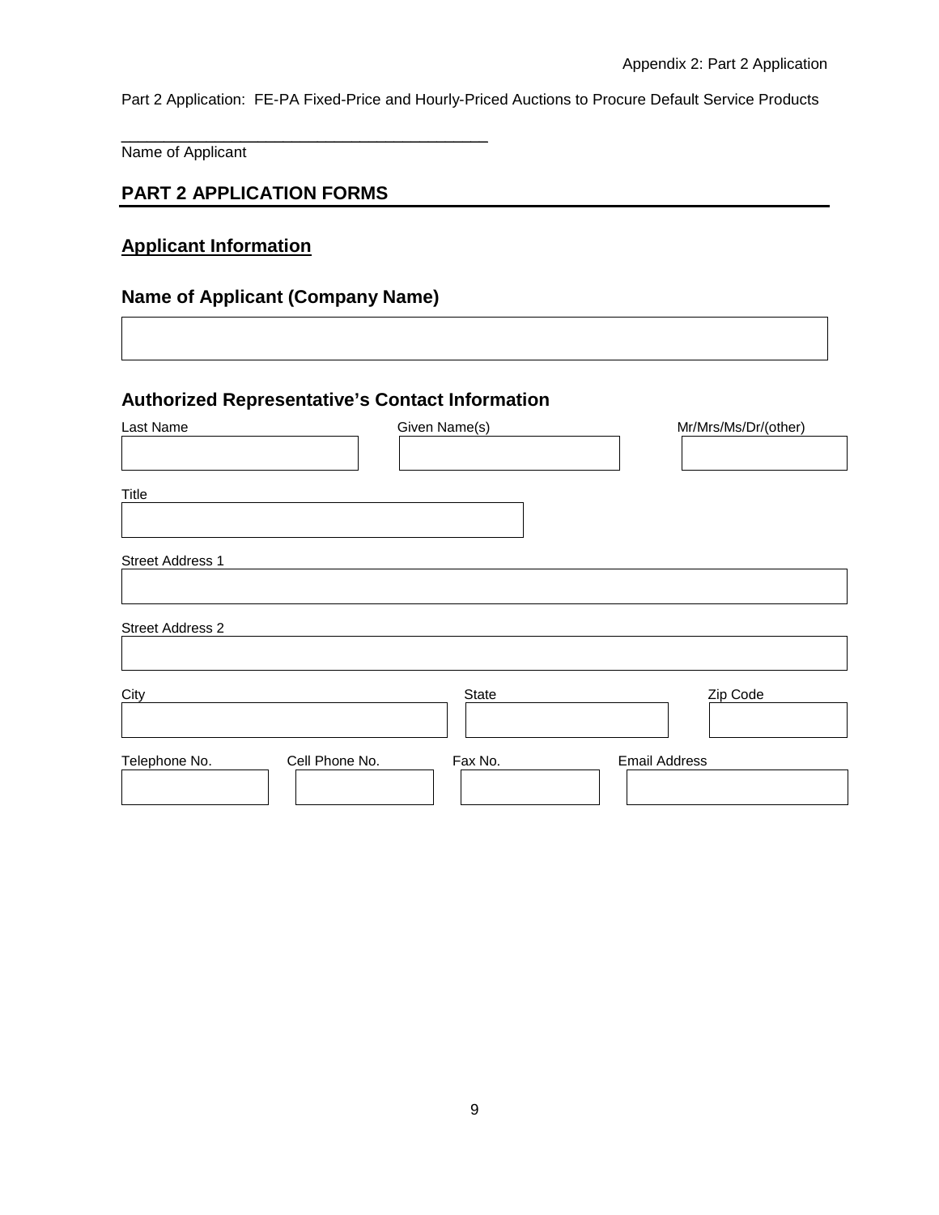Part 2 Application: FE-PA Fixed-Price and Hourly-Priced Auctions to Procure Default Service Products

\_\_\_\_\_\_\_\_\_\_\_\_\_\_\_\_\_\_\_\_\_\_\_\_\_\_\_\_\_\_\_\_\_\_\_\_\_\_\_\_

Name of Applicant

## PART 2 APPLICATION FORMS

### Applicant Information

### Name of Applicant (Company Name)

| |
|---|
| |

### Authorized Representative's Contact Information

| Last Name | Given Name(s) | Mr/Mrs/Ms/Dr/(other) |
|---|---|---|
| | | |

| Title |
|---|
| |

| Street Address 1 |
|---|
| |

| Street Address 2 |
|---|
| |

| City | State | Zip Code |
|---|---|---|
| | | |

| Telephone No. | Cell Phone No. | Fax No. | Email Address |
|---|---|---|---|
| | | | |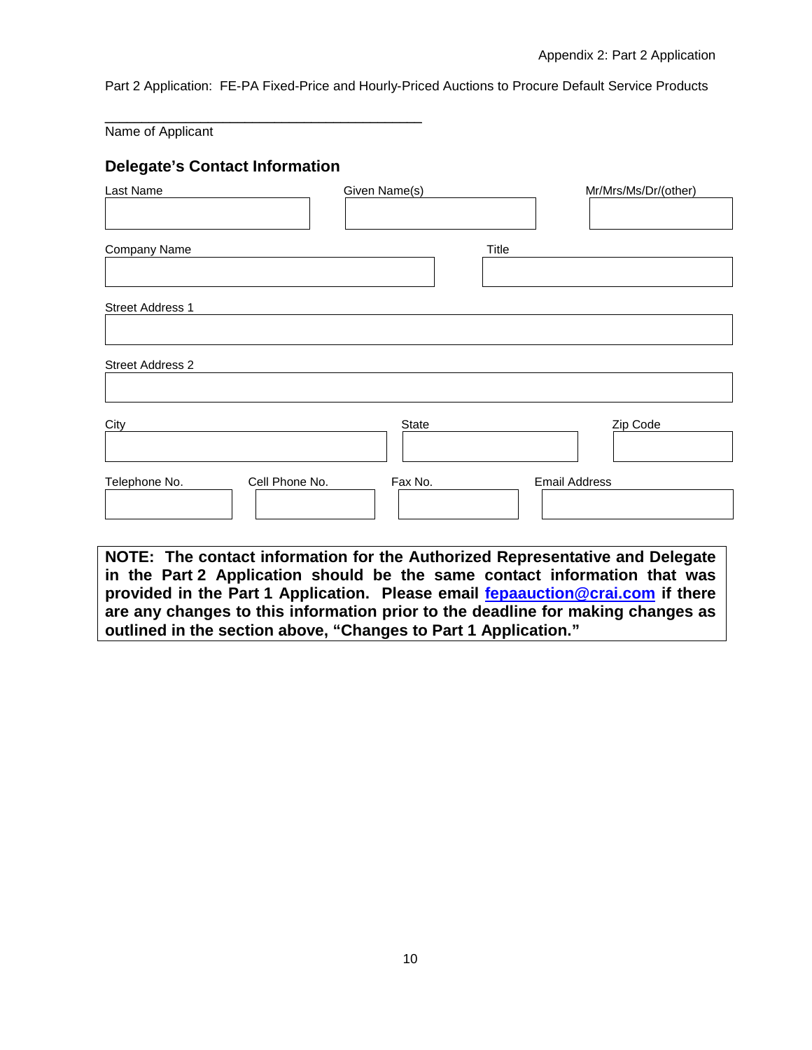Part 2 Application: FE-PA Fixed-Price and Hourly-Priced Auctions to Procure Default Service Products

\_\_\_\_\_\_\_\_\_\_\_\_\_\_\_\_\_\_\_\_\_\_\_\_\_\_\_\_\_\_\_\_\_\_\_\_\_\_\_\_

Name of Applicant

## Delegate's Contact Information

| Last Name | Given Name(s) | Mr/Mrs/Ms/Dr/(other) |
|---|---|---|
| | | |

| Company Name | Title |
|---|---|
| | |

| Street Address 1 |
|---|
| |

| Street Address 2 |
|---|
| |

| City | State | Zip Code |
|---|---|---|
| | | |

| Telephone No. | Cell Phone No. | Fax No. | Email Address |
|---|---|---|---|
| | | | |

**NOTE: The contact information for the Authorized Representative and Delegate in the Part 2 Application should be the same contact information that was provided in the Part 1 Application. Please email fepaauction@crai.com if there are any changes to this information prior to the deadline for making changes as outlined in the section above, "Changes to Part 1 Application."**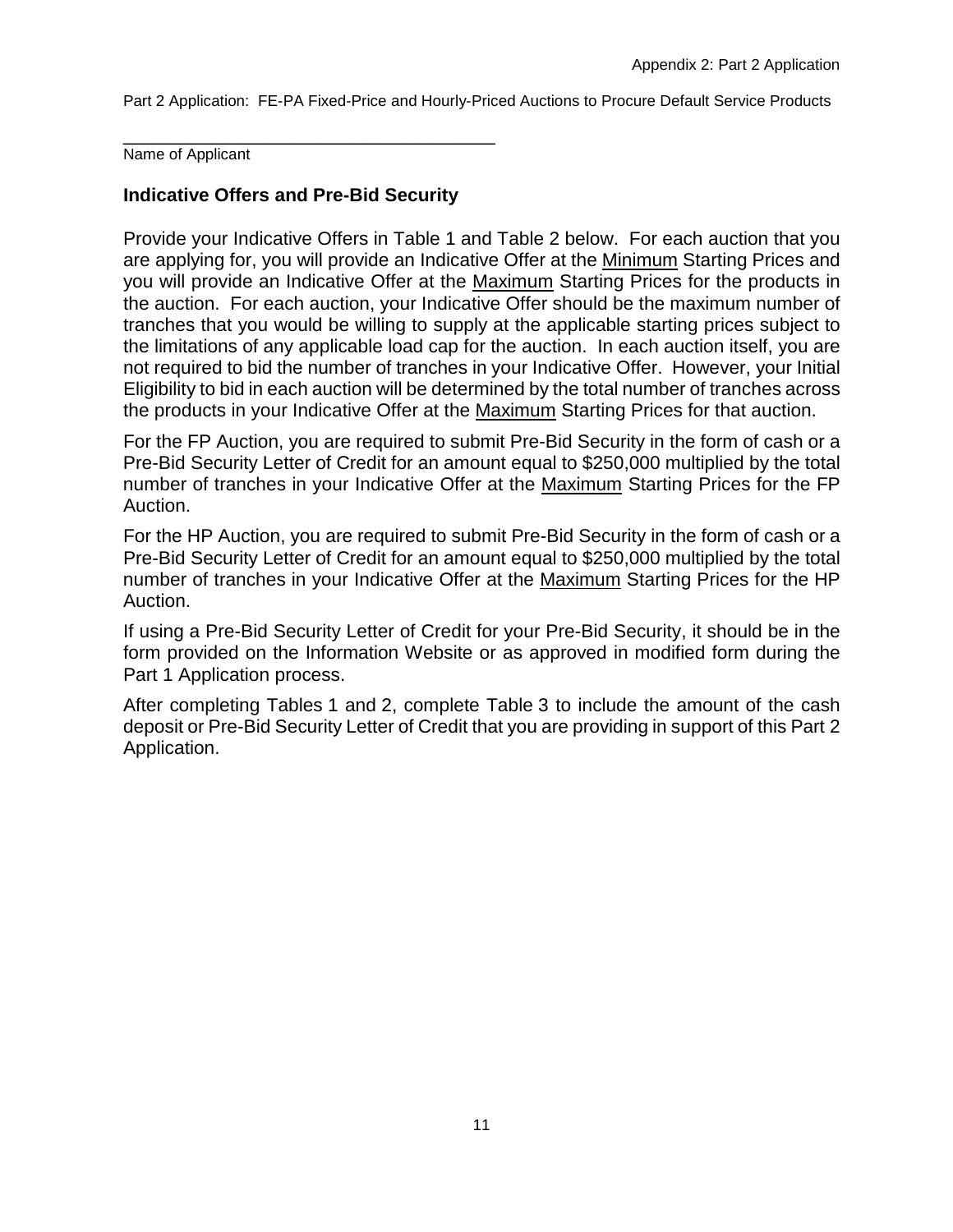\_\_\_\_\_\_\_\_\_\_\_\_\_\_\_\_\_\_\_\_\_\_\_\_\_\_\_\_\_\_\_\_\_\_\_\_\_\_\_\_

Name of Applicant

### Indicative Offers and Pre-Bid Security

Provide your Indicative Offers in Table 1 and Table 2 below. For each auction that you are applying for, you will provide an Indicative Offer at the Minimum Starting Prices and you will provide an Indicative Offer at the Maximum Starting Prices for the products in the auction. For each auction, your Indicative Offer should be the maximum number of tranches that you would be willing to supply at the applicable starting prices subject to the limitations of any applicable load cap for the auction. In each auction itself, you are not required to bid the number of tranches in your Indicative Offer. However, your Initial Eligibility to bid in each auction will be determined by the total number of tranches across the products in your Indicative Offer at the Maximum Starting Prices for that auction.

For the FP Auction, you are required to submit Pre-Bid Security in the form of cash or a Pre-Bid Security Letter of Credit for an amount equal to $250,000 multiplied by the total number of tranches in your Indicative Offer at the Maximum Starting Prices for the FP Auction.

For the HP Auction, you are required to submit Pre-Bid Security in the form of cash or a Pre-Bid Security Letter of Credit for an amount equal to $250,000 multiplied by the total number of tranches in your Indicative Offer at the Maximum Starting Prices for the HP Auction.

If using a Pre-Bid Security Letter of Credit for your Pre-Bid Security, it should be in the form provided on the Information Website or as approved in modified form during the Part 1 Application process.

After completing Tables 1 and 2, complete Table 3 to include the amount of the cash deposit or Pre-Bid Security Letter of Credit that you are providing in support of this Part 2 Application.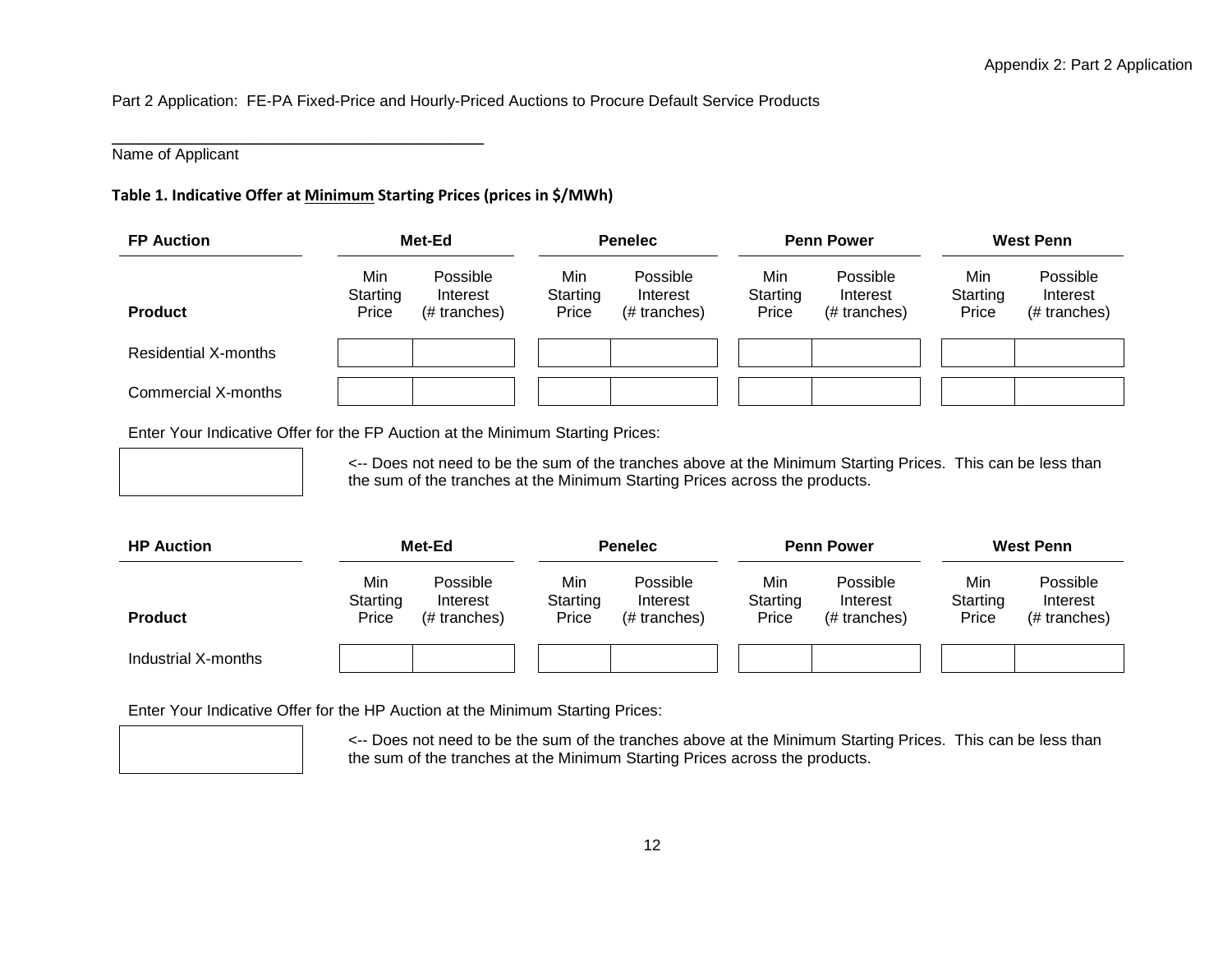Part 2 Application: FE-PA Fixed-Price and Hourly-Priced Auctions to Procure Default Service Products

\_\_\_\_\_\_\_\_\_\_\_\_\_\_\_\_\_\_\_\_\_\_\_\_\_\_\_\_\_\_\_\_\_\_\_\_\_\_\_\_\_\_

Name of Applicant

**Table 1. Indicative Offer at <u>Minimum</u> Starting Prices (prices in $/MWh)**

| **FP Auction** | **Met-Ed** | | **Penelec** | | **Penn Power** | | **West Penn** | |
|---|---|---|---|---|---|---|---|---|
| **Product** | Min Starting Price | Possible Interest (# tranches) | Min Starting Price | Possible Interest (# tranches) | Min Starting Price | Possible Interest (# tranches) | Min Starting Price | Possible Interest (# tranches) |
| Residential X-months | | | | | | | | |
| Commercial X-months | | | | | | | | |

Enter Your Indicative Offer for the FP Auction at the Minimum Starting Prices:

<-- Does not need to be the sum of the tranches above at the Minimum Starting Prices. This can be less than the sum of the tranches at the Minimum Starting Prices across the products.

| **HP Auction** | **Met-Ed** | | **Penelec** | | **Penn Power** | | **West Penn** | |
|---|---|---|---|---|---|---|---|---|
| **Product** | Min Starting Price | Possible Interest (# tranches) | Min Starting Price | Possible Interest (# tranches) | Min Starting Price | Possible Interest (# tranches) | Min Starting Price | Possible Interest (# tranches) |
| Industrial X-months | | | | | | | | |

Enter Your Indicative Offer for the HP Auction at the Minimum Starting Prices:

<-- Does not need to be the sum of the tranches above at the Minimum Starting Prices. This can be less than the sum of the tranches at the Minimum Starting Prices across the products.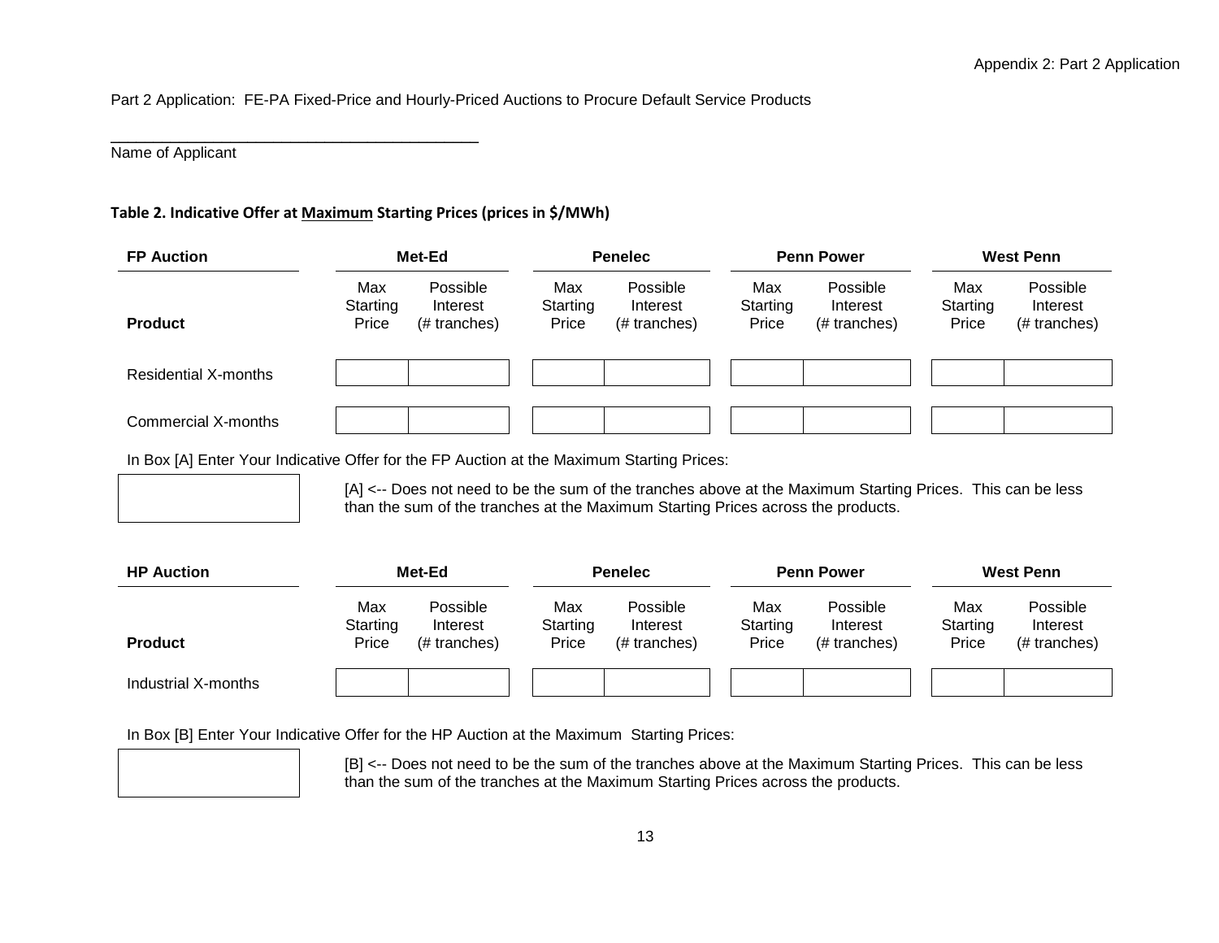Part 2 Application: FE-PA Fixed-Price and Hourly-Priced Auctions to Procure Default Service Products

\_\_\_\_\_\_\_\_\_\_\_\_\_\_\_\_\_\_\_\_\_\_\_\_\_\_\_\_\_\_\_\_\_\_\_\_\_\_\_\_

Name of Applicant

**Table 2. Indicative Offer at Maximum Starting Prices (prices in $/MWh)**

| FP Auction | Met-Ed | | Penelec | | Penn Power | | West Penn | |
|---|---|---|---|---|---|---|---|---|
| **Product** | Max Starting Price | Possible Interest (# tranches) | Max Starting Price | Possible Interest (# tranches) | Max Starting Price | Possible Interest (# tranches) | Max Starting Price | Possible Interest (# tranches) |
| Residential X-months | | | | | | | | |
| Commercial X-months | | | | | | | | |

In Box [A] Enter Your Indicative Offer for the FP Auction at the Maximum Starting Prices:

[A] <-- Does not need to be the sum of the tranches above at the Maximum Starting Prices. This can be less than the sum of the tranches at the Maximum Starting Prices across the products.

| HP Auction | Met-Ed | | Penelec | | Penn Power | | West Penn | |
|---|---|---|---|---|---|---|---|---|
| **Product** | Max Starting Price | Possible Interest (# tranches) | Max Starting Price | Possible Interest (# tranches) | Max Starting Price | Possible Interest (# tranches) | Max Starting Price | Possible Interest (# tranches) |
| Industrial X-months | | | | | | | | |

In Box [B] Enter Your Indicative Offer for the HP Auction at the Maximum Starting Prices:

[B] <-- Does not need to be the sum of the tranches above at the Maximum Starting Prices. This can be less than the sum of the tranches at the Maximum Starting Prices across the products.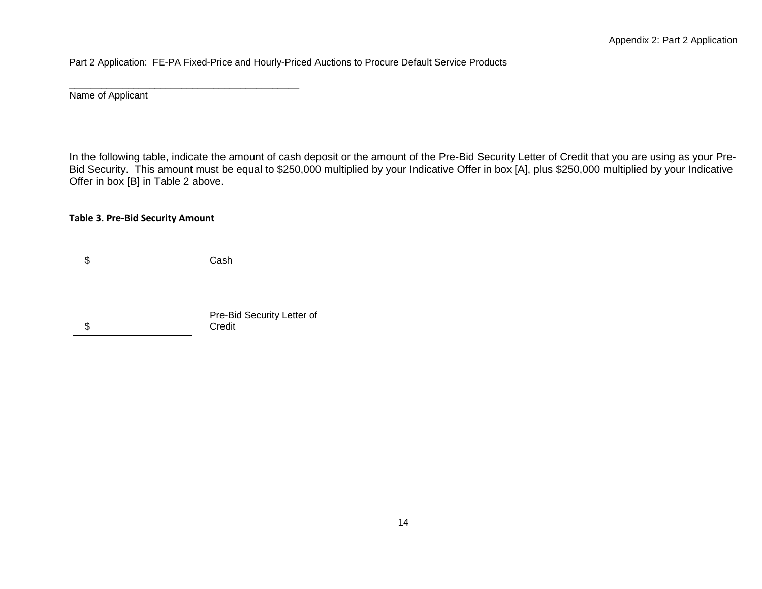Part 2 Application: FE-PA Fixed-Price and Hourly-Priced Auctions to Procure Default Service Products

\_\_\_\_\_\_\_\_\_\_\_\_\_\_\_\_\_\_\_\_\_\_\_\_\_\_\_\_\_\_\_\_\_\_\_\_\_\_\_\_

Name of Applicant

In the following table, indicate the amount of cash deposit or the amount of the Pre-Bid Security Letter of Credit that you are using as your Pre-Bid Security. This amount must be equal to $250,000 multiplied by your Indicative Offer in box [A], plus $250,000 multiplied by your Indicative Offer in box [B] in Table 2 above.

**Table 3. Pre-Bid Security Amount**

| | |
|---|---|
| $ \_\_\_\_\_\_\_\_\_\_\_\_\_\_\_\_ | Cash |
| $ \_\_\_\_\_\_\_\_\_\_\_\_\_\_\_\_ | Pre-Bid Security Letter of Credit |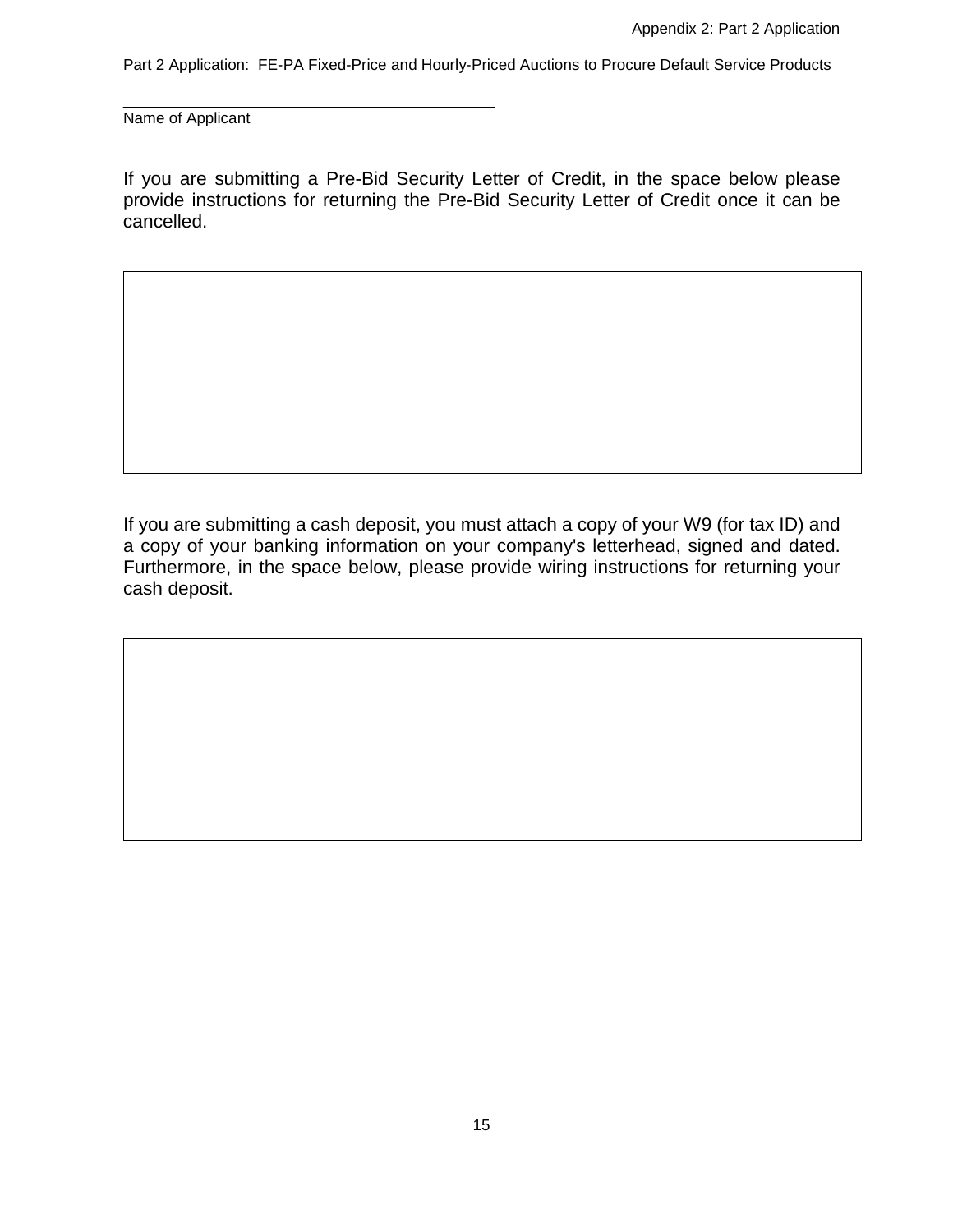Part 2 Application: FE-PA Fixed-Price and Hourly-Priced Auctions to Procure Default Service Products

\_\_\_\_\_\_\_\_\_\_\_\_\_\_\_\_\_\_\_\_\_\_\_\_\_\_\_\_\_\_\_\_\_\_\_\_\_\_\_\_

Name of Applicant

If you are submitting a Pre-Bid Security Letter of Credit, in the space below please provide instructions for returning the Pre-Bid Security Letter of Credit once it can be cancelled.

| |
|---|
| |

If you are submitting a cash deposit, you must attach a copy of your W9 (for tax ID) and a copy of your banking information on your company's letterhead, signed and dated. Furthermore, in the space below, please provide wiring instructions for returning your cash deposit.

| |
|---|
| |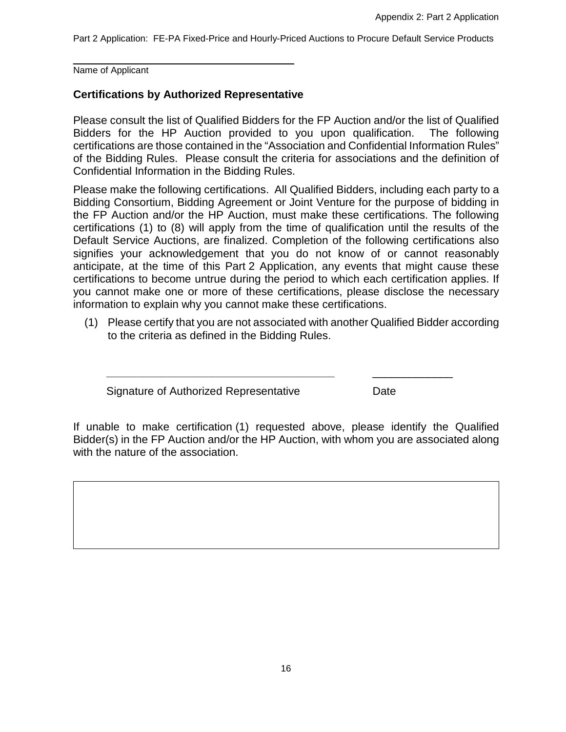Part 2 Application: FE-PA Fixed-Price and Hourly-Priced Auctions to Procure Default Service Products

\_\_\_\_\_\_\_\_\_\_\_\_\_\_\_\_\_\_\_\_\_\_\_\_\_\_\_\_\_\_\_\_\_\_\_\_\_\_\_\_

Name of Applicant

**Certifications by Authorized Representative**

Please consult the list of Qualified Bidders for the FP Auction and/or the list of Qualified Bidders for the HP Auction provided to you upon qualification. The following certifications are those contained in the "Association and Confidential Information Rules" of the Bidding Rules. Please consult the criteria for associations and the definition of Confidential Information in the Bidding Rules.

Please make the following certifications. All Qualified Bidders, including each party to a Bidding Consortium, Bidding Agreement or Joint Venture for the purpose of bidding in the FP Auction and/or the HP Auction, must make these certifications. The following certifications (1) to (8) will apply from the time of qualification until the results of the Default Service Auctions, are finalized. Completion of the following certifications also signifies your acknowledgement that you do not know of or cannot reasonably anticipate, at the time of this Part 2 Application, any events that might cause these certifications to become untrue during the period to which each certification applies. If you cannot make one or more of these certifications, please disclose the necessary information to explain why you cannot make these certifications.

(1) Please certify that you are not associated with another Qualified Bidder according to the criteria as defined in the Bidding Rules.

\_\_\_\_\_\_\_\_\_\_\_\_\_\_\_\_\_\_\_\_\_\_\_\_\_\_\_\_\_\_\_\_\_\_\_\_\_\_ \_\_\_\_\_\_\_\_\_\_\_\_\_\_

Signature of Authorized Representative Date

If unable to make certification (1) requested above, please identify the Qualified Bidder(s) in the FP Auction and/or the HP Auction, with whom you are associated along with the nature of the association.

| |
|---|
| |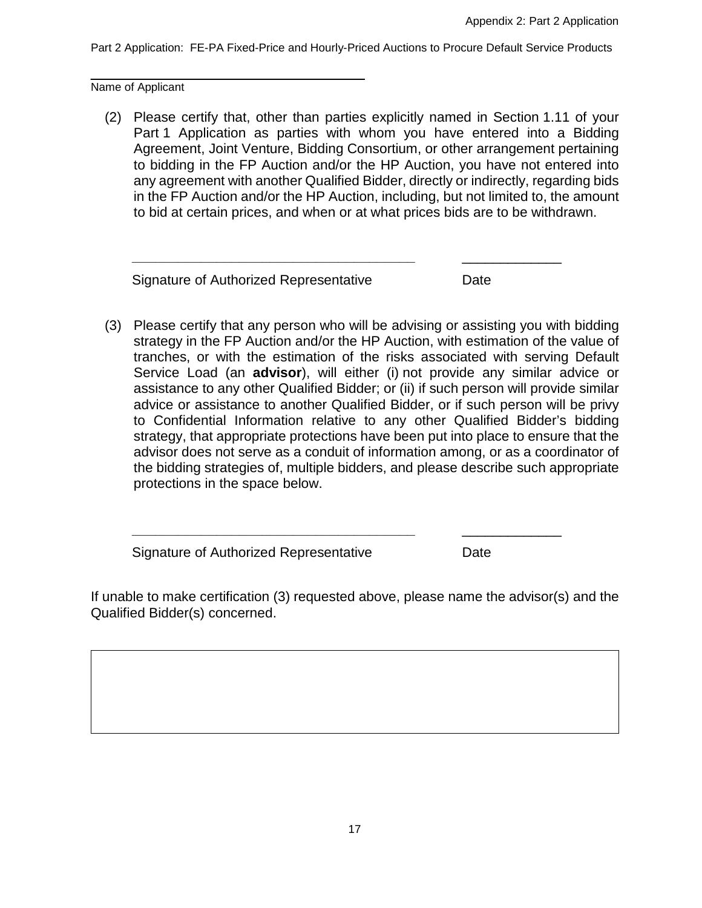Part 2 Application: FE-PA Fixed-Price and Hourly-Priced Auctions to Procure Default Service Products

\_\_\_\_\_\_\_\_\_\_\_\_\_\_\_\_\_\_\_\_\_\_\_\_\_\_\_\_\_\_\_\_\_\_\_\_\_\_\_\_
Name of Applicant

(2) Please certify that, other than parties explicitly named in Section 1.11 of your Part 1 Application as parties with whom you have entered into a Bidding Agreement, Joint Venture, Bidding Consortium, or other arrangement pertaining to bidding in the FP Auction and/or the HP Auction, you have not entered into any agreement with another Qualified Bidder, directly or indirectly, regarding bids in the FP Auction and/or the HP Auction, including, but not limited to, the amount to bid at certain prices, and when or at what prices bids are to be withdrawn.

\_\_\_\_\_\_\_\_\_\_\_\_\_\_\_\_\_\_\_\_\_\_\_\_\_\_\_\_\_\_\_\_\_\_\_\_\_\_\_\_ \_\_\_\_\_\_\_\_\_\_\_\_\_\_
Signature of Authorized Representative Date

(3) Please certify that any person who will be advising or assisting you with bidding strategy in the FP Auction and/or the HP Auction, with estimation of the value of tranches, or with the estimation of the risks associated with serving Default Service Load (an **advisor**), will either (i) not provide any similar advice or assistance to any other Qualified Bidder; or (ii) if such person will provide similar advice or assistance to another Qualified Bidder, or if such person will be privy to Confidential Information relative to any other Qualified Bidder's bidding strategy, that appropriate protections have been put into place to ensure that the advisor does not serve as a conduit of information among, or as a coordinator of the bidding strategies of, multiple bidders, and please describe such appropriate protections in the space below.

\_\_\_\_\_\_\_\_\_\_\_\_\_\_\_\_\_\_\_\_\_\_\_\_\_\_\_\_\_\_\_\_\_\_\_\_\_\_\_\_ \_\_\_\_\_\_\_\_\_\_\_\_\_\_
Signature of Authorized Representative Date

If unable to make certification (3) requested above, please name the advisor(s) and the Qualified Bidder(s) concerned.

| |
|---|
| |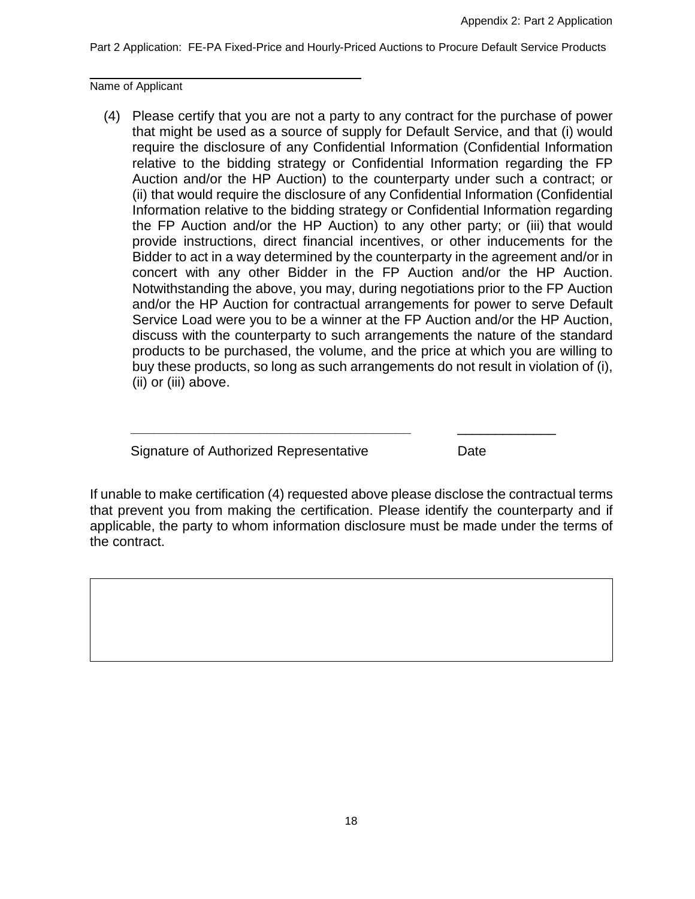Part 2 Application: FE-PA Fixed-Price and Hourly-Priced Auctions to Procure Default Service Products

______________________________________

Name of Applicant

(4) Please certify that you are not a party to any contract for the purchase of power that might be used as a source of supply for Default Service, and that (i) would require the disclosure of any Confidential Information (Confidential Information relative to the bidding strategy or Confidential Information regarding the FP Auction and/or the HP Auction) to the counterparty under such a contract; or (ii) that would require the disclosure of any Confidential Information (Confidential Information relative to the bidding strategy or Confidential Information regarding the FP Auction and/or the HP Auction) to any other party; or (iii) that would provide instructions, direct financial incentives, or other inducements for the Bidder to act in a way determined by the counterparty in the agreement and/or in concert with any other Bidder in the FP Auction and/or the HP Auction. Notwithstanding the above, you may, during negotiations prior to the FP Auction and/or the HP Auction for contractual arrangements for power to serve Default Service Load were you to be a winner at the FP Auction and/or the HP Auction, discuss with the counterparty to such arrangements the nature of the standard products to be purchased, the volume, and the price at which you are willing to buy these products, so long as such arrangements do not result in violation of (i), (ii) or (iii) above.

______________________________________ ____________

Signature of Authorized Representative Date

If unable to make certification (4) requested above please disclose the contractual terms that prevent you from making the certification. Please identify the counterparty and if applicable, the party to whom information disclosure must be made under the terms of the contract.

| |
|---|
| |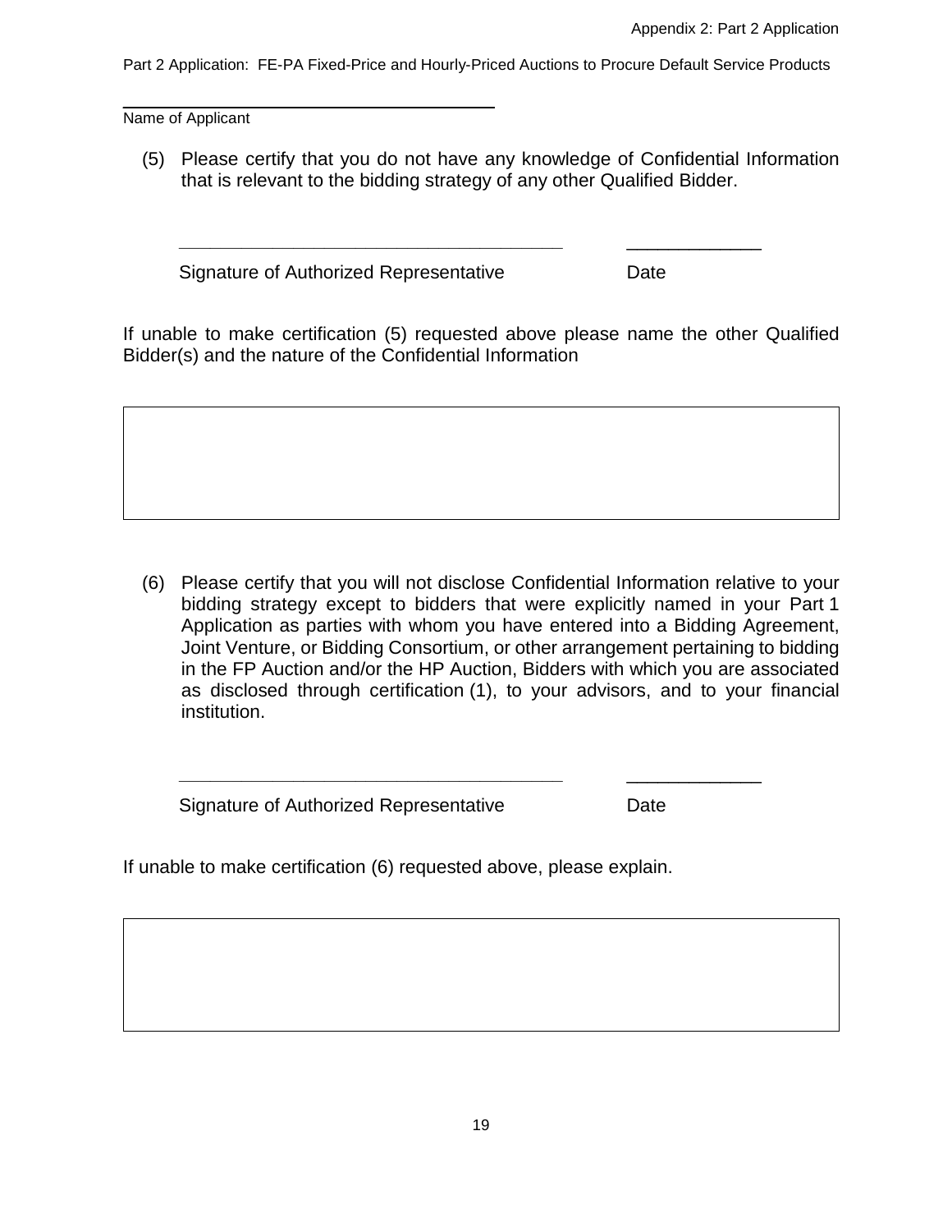Part 2 Application: FE-PA Fixed-Price and Hourly-Priced Auctions to Procure Default Service Products

______________________________________
Name of Applicant

(5) Please certify that you do not have any knowledge of Confidential Information that is relevant to the bidding strategy of any other Qualified Bidder.

______________________________________ _____________

Signature of Authorized Representative Date

If unable to make certification (5) requested above please name the other Qualified Bidder(s) and the nature of the Confidential Information

| |
|---|
| |

(6) Please certify that you will not disclose Confidential Information relative to your bidding strategy except to bidders that were explicitly named in your Part 1 Application as parties with whom you have entered into a Bidding Agreement, Joint Venture, or Bidding Consortium, or other arrangement pertaining to bidding in the FP Auction and/or the HP Auction, Bidders with which you are associated as disclosed through certification (1), to your advisors, and to your financial institution.

______________________________________ _____________

Signature of Authorized Representative Date

If unable to make certification (6) requested above, please explain.

| |
|---|
| |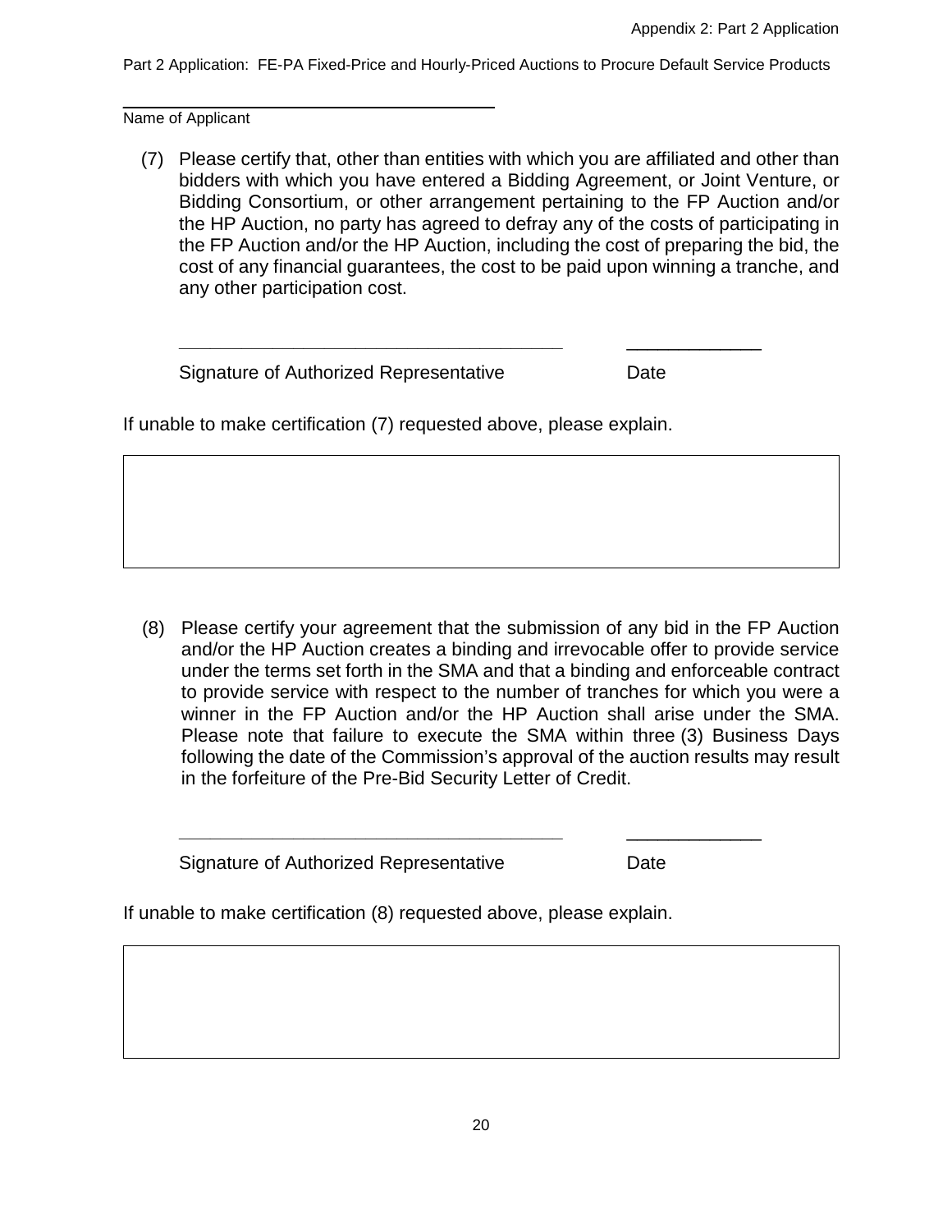Name of Applicant

(7) Please certify that, other than entities with which you are affiliated and other than bidders with which you have entered a Bidding Agreement, or Joint Venture, or Bidding Consortium, or other arrangement pertaining to the FP Auction and/or the HP Auction, no party has agreed to defray any of the costs of participating in the FP Auction and/or the HP Auction, including the cost of preparing the bid, the cost of any financial guarantees, the cost to be paid upon winning a tranche, and any other participation cost.

\_\_\_\_\_\_\_\_\_\_\_\_\_\_\_\_\_\_\_\_\_\_\_\_\_\_\_\_\_\_\_\_\_\_\_\_ \_\_\_\_\_\_\_\_\_\_\_\_

Signature of Authorized Representative Date

If unable to make certification (7) requested above, please explain.

(8) Please certify your agreement that the submission of any bid in the FP Auction and/or the HP Auction creates a binding and irrevocable offer to provide service under the terms set forth in the SMA and that a binding and enforceable contract to provide service with respect to the number of tranches for which you were a winner in the FP Auction and/or the HP Auction shall arise under the SMA. Please note that failure to execute the SMA within three (3) Business Days following the date of the Commission's approval of the auction results may result in the forfeiture of the Pre-Bid Security Letter of Credit.

\_\_\_\_\_\_\_\_\_\_\_\_\_\_\_\_\_\_\_\_\_\_\_\_\_\_\_\_\_\_\_\_\_\_\_\_ \_\_\_\_\_\_\_\_\_\_\_\_

Signature of Authorized Representative Date

If unable to make certification (8) requested above, please explain.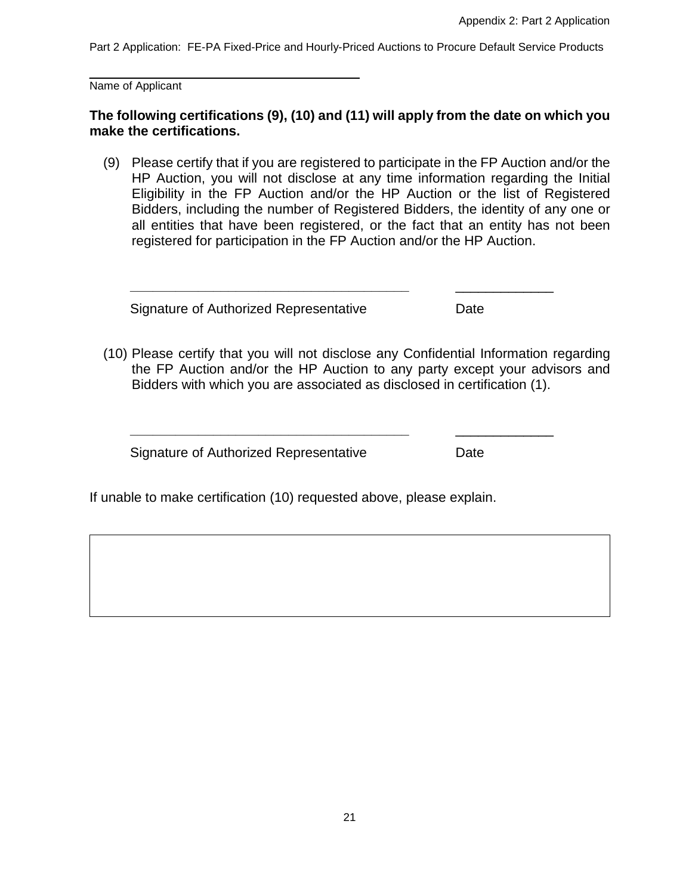Part 2 Application: FE-PA Fixed-Price and Hourly-Priced Auctions to Procure Default Service Products

\_\_\_\_\_\_\_\_\_\_\_\_\_\_\_\_\_\_\_\_\_\_\_\_\_\_\_\_\_\_\_\_\_\_\_\_\_\_
Name of Applicant

**The following certifications (9), (10) and (11) will apply from the date on which you make the certifications.**

(9) Please certify that if you are registered to participate in the FP Auction and/or the HP Auction, you will not disclose at any time information regarding the Initial Eligibility in the FP Auction and/or the HP Auction or the list of Registered Bidders, including the number of Registered Bidders, the identity of any one or all entities that have been registered, or the fact that an entity has not been registered for participation in the FP Auction and/or the HP Auction.

\_\_\_\_\_\_\_\_\_\_\_\_\_\_\_\_\_\_\_\_\_\_\_\_\_\_\_\_\_\_\_\_\_\_\_\_\_\_ \_\_\_\_\_\_\_\_\_\_\_\_\_

Signature of Authorized Representative Date

(10) Please certify that you will not disclose any Confidential Information regarding the FP Auction and/or the HP Auction to any party except your advisors and Bidders with which you are associated as disclosed in certification (1).

\_\_\_\_\_\_\_\_\_\_\_\_\_\_\_\_\_\_\_\_\_\_\_\_\_\_\_\_\_\_\_\_\_\_\_\_\_\_ \_\_\_\_\_\_\_\_\_\_\_\_\_

Signature of Authorized Representative Date

If unable to make certification (10) requested above, please explain.

| |
|---|
| |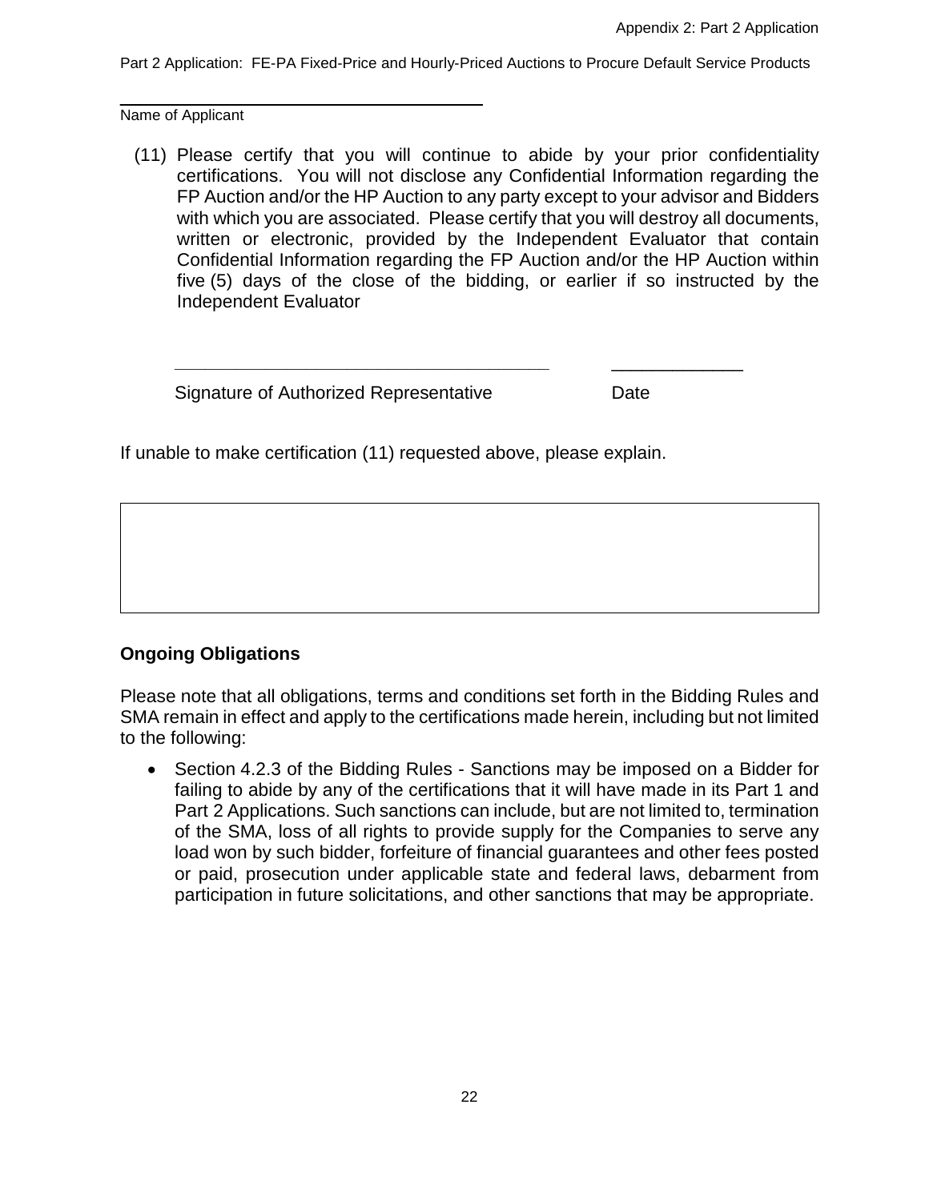Part 2 Application: FE-PA Fixed-Price and Hourly-Priced Auctions to Procure Default Service Products

______________________________________

Name of Applicant

(11) Please certify that you will continue to abide by your prior confidentiality certifications. You will not disclose any Confidential Information regarding the FP Auction and/or the HP Auction to any party except to your advisor and Bidders with which you are associated. Please certify that you will destroy all documents, written or electronic, provided by the Independent Evaluator that contain Confidential Information regarding the FP Auction and/or the HP Auction within five (5) days of the close of the bidding, or earlier if so instructed by the Independent Evaluator

______________________________________ _____________

Signature of Authorized Representative Date

If unable to make certification (11) requested above, please explain.

| |
|---|
| |

**Ongoing Obligations**

Please note that all obligations, terms and conditions set forth in the Bidding Rules and SMA remain in effect and apply to the certifications made herein, including but not limited to the following:

- Section 4.2.3 of the Bidding Rules - Sanctions may be imposed on a Bidder for failing to abide by any of the certifications that it will have made in its Part 1 and Part 2 Applications. Such sanctions can include, but are not limited to, termination of the SMA, loss of all rights to provide supply for the Companies to serve any load won by such bidder, forfeiture of financial guarantees and other fees posted or paid, prosecution under applicable state and federal laws, debarment from participation in future solicitations, and other sanctions that may be appropriate.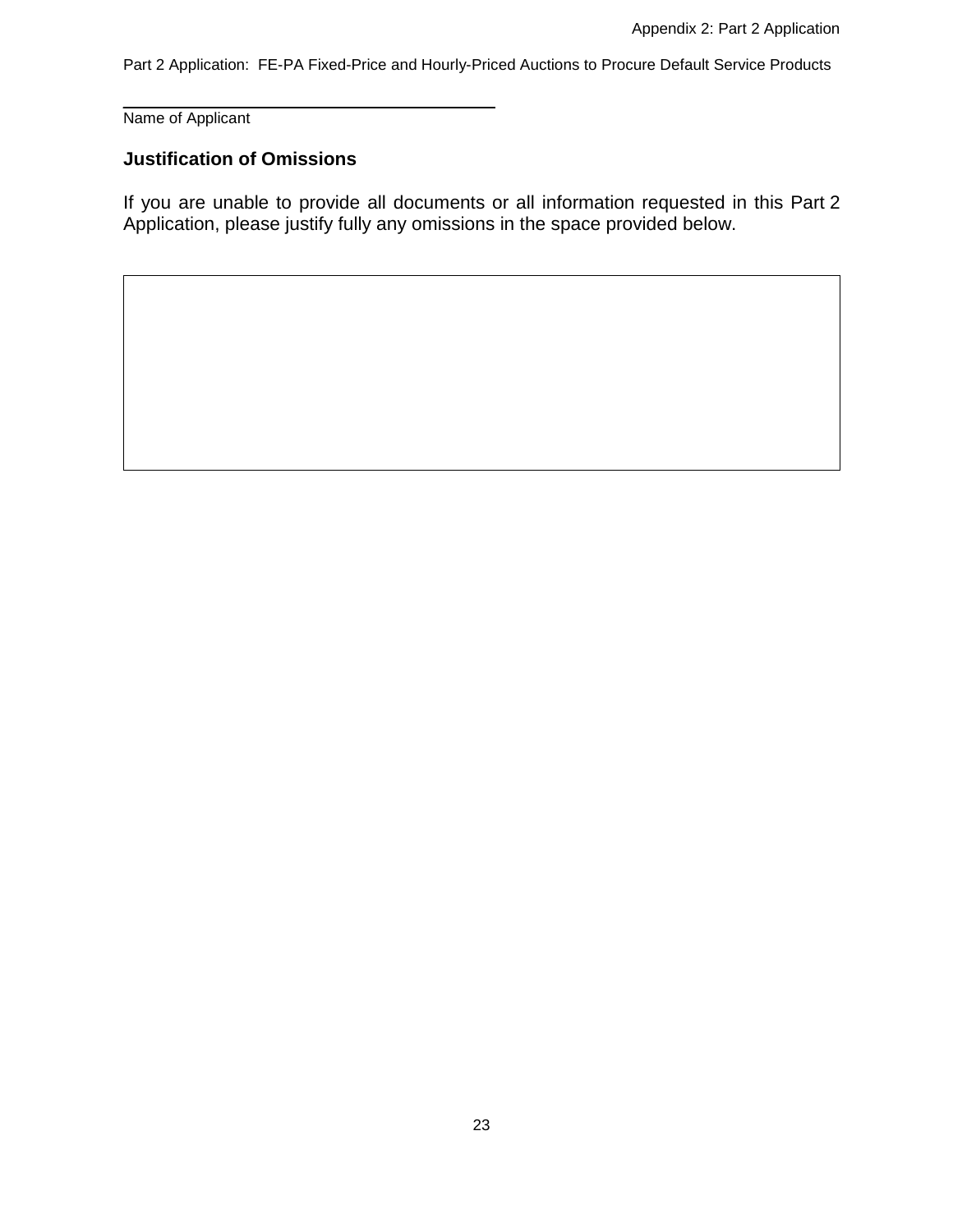Part 2 Application: FE-PA Fixed-Price and Hourly-Priced Auctions to Procure Default Service Products

\_\_\_\_\_\_\_\_\_\_\_\_\_\_\_\_\_\_\_\_\_\_\_\_\_\_\_\_\_\_\_\_\_\_\_\_\_\_\_\_

Name of Applicant

## Justification of Omissions

If you are unable to provide all documents or all information requested in this Part 2 Application, please justify fully any omissions in the space provided below.

| |
|---|
| |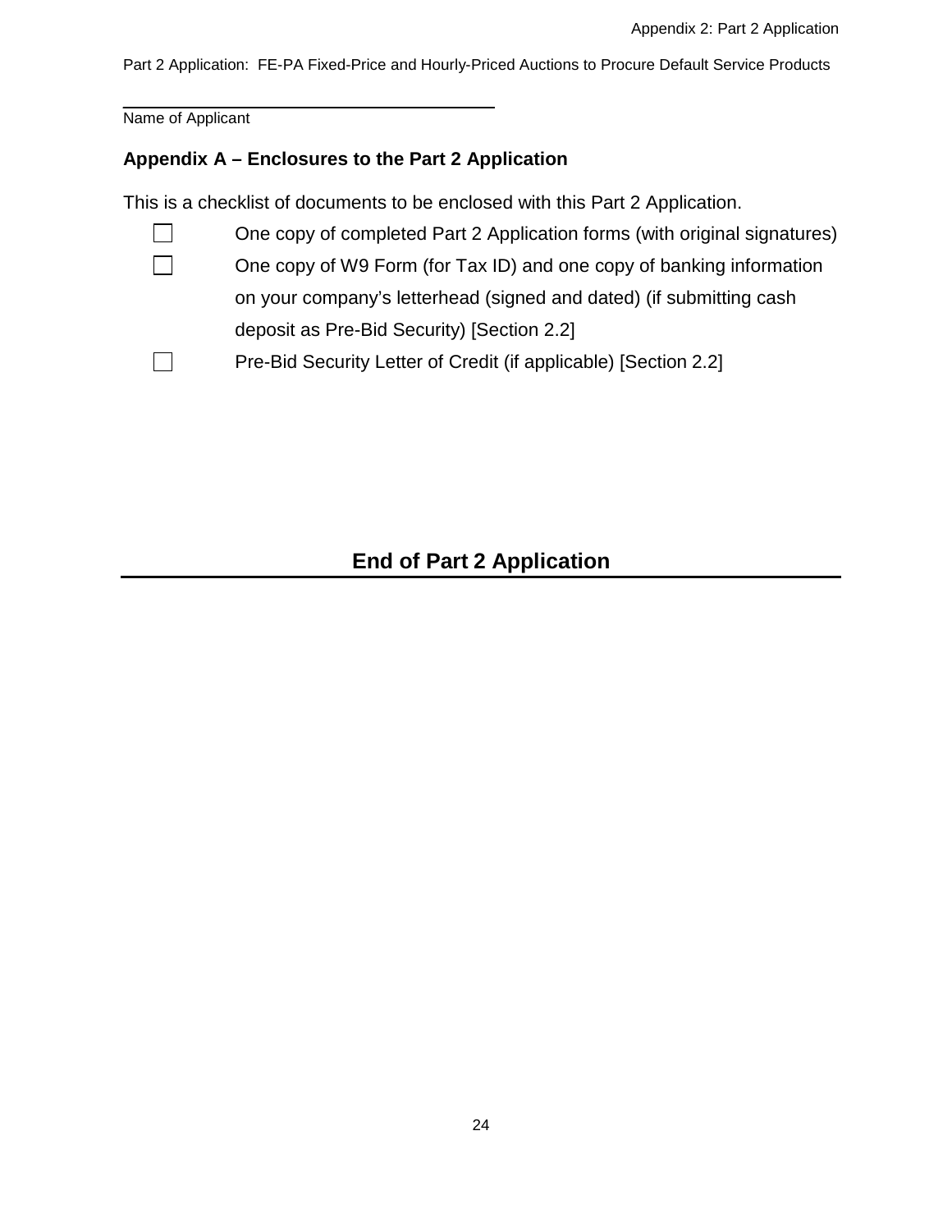Name of Applicant

## Appendix A – Enclosures to the Part 2 Application

This is a checklist of documents to be enclosed with this Part 2 Application.

- ☐ One copy of completed Part 2 Application forms (with original signatures)
- ☐ One copy of W9 Form (for Tax ID) and one copy of banking information on your company's letterhead (signed and dated) (if submitting cash deposit as Pre-Bid Security) [Section 2.2]
- ☐ Pre-Bid Security Letter of Credit (if applicable) [Section 2.2]

## End of Part 2 Application